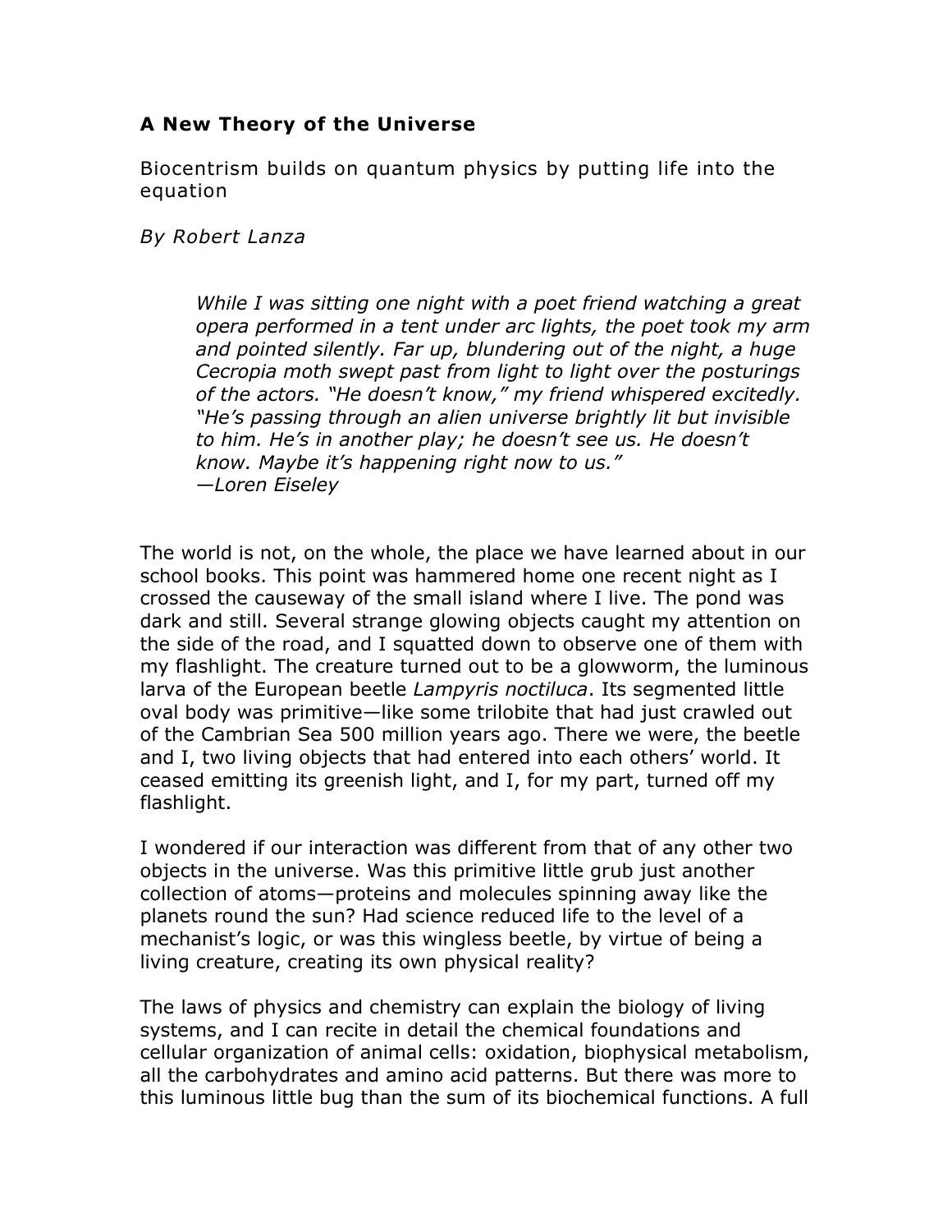### **A New Theory of the Universe**

Biocentrism builds on quantum physics by putting life into the equation

*By Robert Lanza*

> *While I was sitting one night with a poet friend watching a great opera performed in a tent under arc lights, the poet took my arm and pointed silently. Far up, blundering out of the night, a huge Cecropia moth swept past from light to light over the posturings of the actors. "He doesn't know," my friend whispered excitedly. "He's passing through an alien universe brightly lit but invisible to him. He's in another play; he doesn't see us. He doesn't know. Maybe it's happening right now to us."*
> *—Loren Eiseley*

The world is not, on the whole, the place we have learned about in our school books. This point was hammered home one recent night as I crossed the causeway of the small island where I live. The pond was dark and still. Several strange glowing objects caught my attention on the side of the road, and I squatted down to observe one of them with my flashlight. The creature turned out to be a glowworm, the luminous larva of the European beetle *Lampyris noctiluca*. Its segmented little oval body was primitive—like some trilobite that had just crawled out of the Cambrian Sea 500 million years ago. There we were, the beetle and I, two living objects that had entered into each others' world. It ceased emitting its greenish light, and I, for my part, turned off my flashlight.

I wondered if our interaction was different from that of any other two objects in the universe. Was this primitive little grub just another collection of atoms—proteins and molecules spinning away like the planets round the sun? Had science reduced life to the level of a mechanist's logic, or was this wingless beetle, by virtue of being a living creature, creating its own physical reality?

The laws of physics and chemistry can explain the biology of living systems, and I can recite in detail the chemical foundations and cellular organization of animal cells: oxidation, biophysical metabolism, all the carbohydrates and amino acid patterns. But there was more to this luminous little bug than the sum of its biochemical functions. A full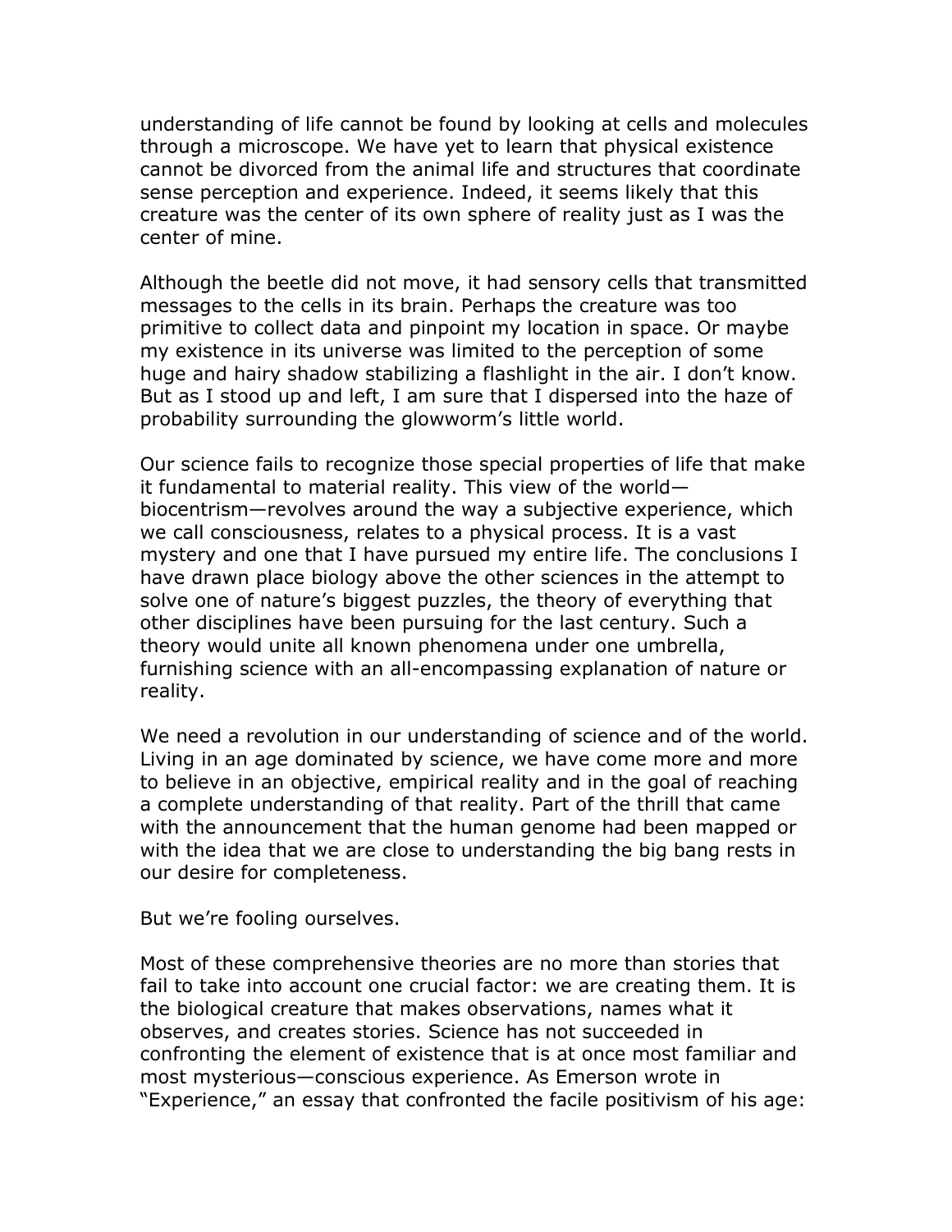understanding of life cannot be found by looking at cells and molecules through a microscope. We have yet to learn that physical existence cannot be divorced from the animal life and structures that coordinate sense perception and experience. Indeed, it seems likely that this creature was the center of its own sphere of reality just as I was the center of mine.

Although the beetle did not move, it had sensory cells that transmitted messages to the cells in its brain. Perhaps the creature was too primitive to collect data and pinpoint my location in space. Or maybe my existence in its universe was limited to the perception of some huge and hairy shadow stabilizing a flashlight in the air. I don't know. But as I stood up and left, I am sure that I dispersed into the haze of probability surrounding the glowworm's little world.

Our science fails to recognize those special properties of life that make it fundamental to material reality. This view of the world—biocentrism—revolves around the way a subjective experience, which we call consciousness, relates to a physical process. It is a vast mystery and one that I have pursued my entire life. The conclusions I have drawn place biology above the other sciences in the attempt to solve one of nature's biggest puzzles, the theory of everything that other disciplines have been pursuing for the last century. Such a theory would unite all known phenomena under one umbrella, furnishing science with an all-encompassing explanation of nature or reality.

We need a revolution in our understanding of science and of the world. Living in an age dominated by science, we have come more and more to believe in an objective, empirical reality and in the goal of reaching a complete understanding of that reality. Part of the thrill that came with the announcement that the human genome had been mapped or with the idea that we are close to understanding the big bang rests in our desire for completeness.

But we're fooling ourselves.

Most of these comprehensive theories are no more than stories that fail to take into account one crucial factor: we are creating them. It is the biological creature that makes observations, names what it observes, and creates stories. Science has not succeeded in confronting the element of existence that is at once most familiar and most mysterious—conscious experience. As Emerson wrote in "Experience," an essay that confronted the facile positivism of his age: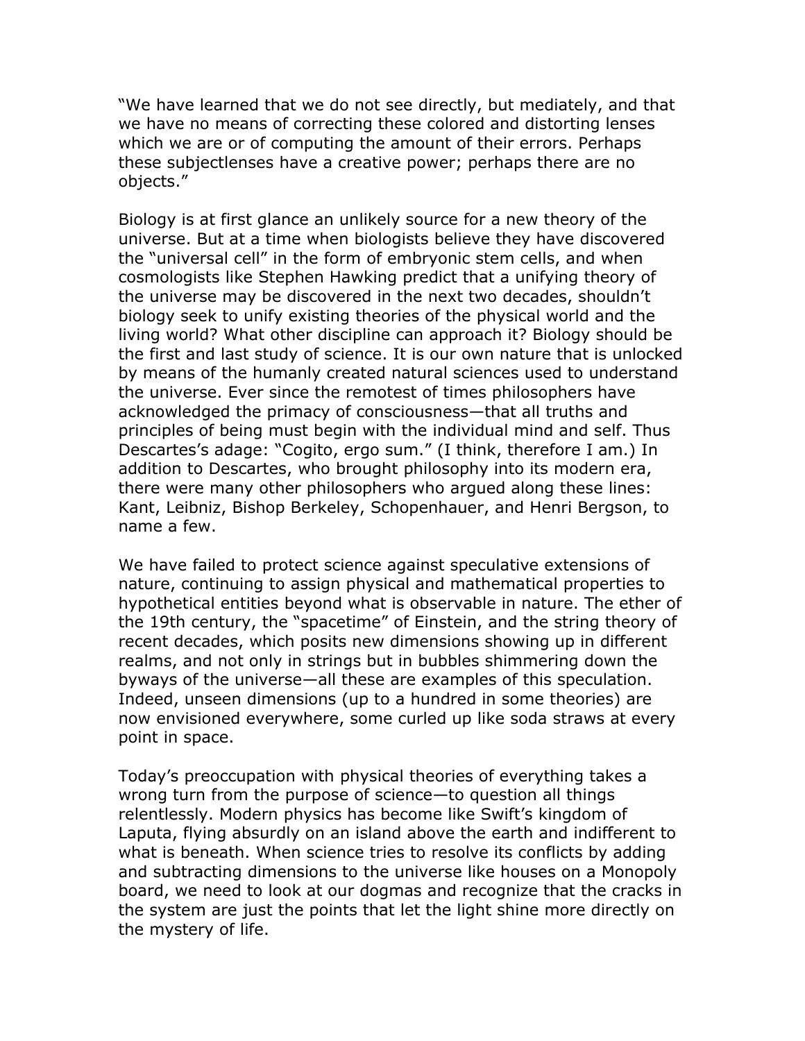"We have learned that we do not see directly, but mediately, and that we have no means of correcting these colored and distorting lenses which we are or of computing the amount of their errors. Perhaps these subjectlenses have a creative power; perhaps there are no objects."

Biology is at first glance an unlikely source for a new theory of the universe. But at a time when biologists believe they have discovered the "universal cell" in the form of embryonic stem cells, and when cosmologists like Stephen Hawking predict that a unifying theory of the universe may be discovered in the next two decades, shouldn't biology seek to unify existing theories of the physical world and the living world? What other discipline can approach it? Biology should be the first and last study of science. It is our own nature that is unlocked by means of the humanly created natural sciences used to understand the universe. Ever since the remotest of times philosophers have acknowledged the primacy of consciousness—that all truths and principles of being must begin with the individual mind and self. Thus Descartes's adage: "Cogito, ergo sum." (I think, therefore I am.) In addition to Descartes, who brought philosophy into its modern era, there were many other philosophers who argued along these lines: Kant, Leibniz, Bishop Berkeley, Schopenhauer, and Henri Bergson, to name a few.

We have failed to protect science against speculative extensions of nature, continuing to assign physical and mathematical properties to hypothetical entities beyond what is observable in nature. The ether of the 19th century, the "spacetime" of Einstein, and the string theory of recent decades, which posits new dimensions showing up in different realms, and not only in strings but in bubbles shimmering down the byways of the universe—all these are examples of this speculation. Indeed, unseen dimensions (up to a hundred in some theories) are now envisioned everywhere, some curled up like soda straws at every point in space.

Today's preoccupation with physical theories of everything takes a wrong turn from the purpose of science—to question all things relentlessly. Modern physics has become like Swift's kingdom of Laputa, flying absurdly on an island above the earth and indifferent to what is beneath. When science tries to resolve its conflicts by adding and subtracting dimensions to the universe like houses on a Monopoly board, we need to look at our dogmas and recognize that the cracks in the system are just the points that let the light shine more directly on the mystery of life.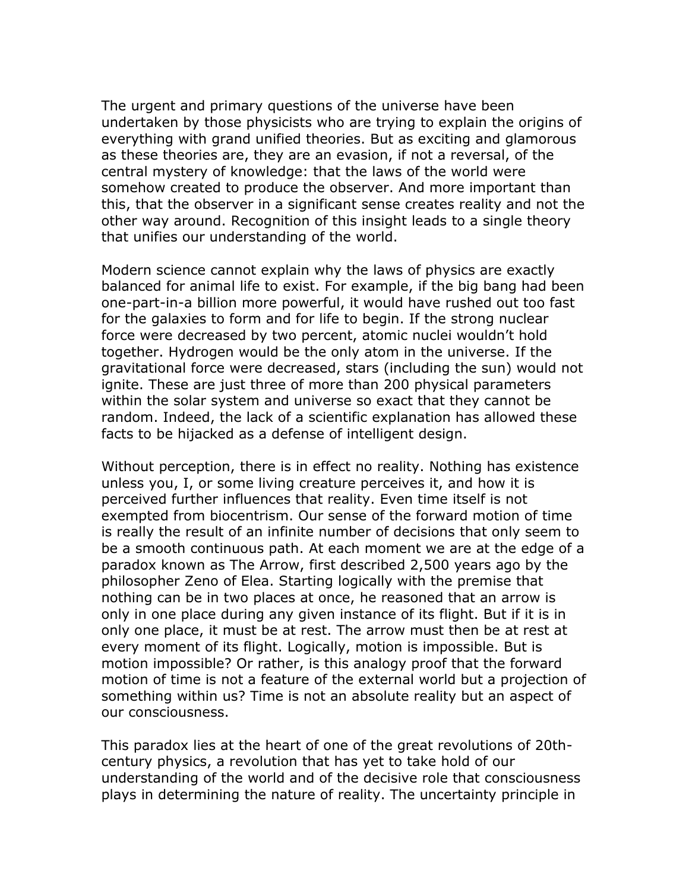The urgent and primary questions of the universe have been undertaken by those physicists who are trying to explain the origins of everything with grand unified theories. But as exciting and glamorous as these theories are, they are an evasion, if not a reversal, of the central mystery of knowledge: that the laws of the world were somehow created to produce the observer. And more important than this, that the observer in a significant sense creates reality and not the other way around. Recognition of this insight leads to a single theory that unifies our understanding of the world.

Modern science cannot explain why the laws of physics are exactly balanced for animal life to exist. For example, if the big bang had been one-part-in-a billion more powerful, it would have rushed out too fast for the galaxies to form and for life to begin. If the strong nuclear force were decreased by two percent, atomic nuclei wouldn't hold together. Hydrogen would be the only atom in the universe. If the gravitational force were decreased, stars (including the sun) would not ignite. These are just three of more than 200 physical parameters within the solar system and universe so exact that they cannot be random. Indeed, the lack of a scientific explanation has allowed these facts to be hijacked as a defense of intelligent design.

Without perception, there is in effect no reality. Nothing has existence unless you, I, or some living creature perceives it, and how it is perceived further influences that reality. Even time itself is not exempted from biocentrism. Our sense of the forward motion of time is really the result of an infinite number of decisions that only seem to be a smooth continuous path. At each moment we are at the edge of a paradox known as The Arrow, first described 2,500 years ago by the philosopher Zeno of Elea. Starting logically with the premise that nothing can be in two places at once, he reasoned that an arrow is only in one place during any given instance of its flight. But if it is in only one place, it must be at rest. The arrow must then be at rest at every moment of its flight. Logically, motion is impossible. But is motion impossible? Or rather, is this analogy proof that the forward motion of time is not a feature of the external world but a projection of something within us? Time is not an absolute reality but an aspect of our consciousness.

This paradox lies at the heart of one of the great revolutions of 20th-century physics, a revolution that has yet to take hold of our understanding of the world and of the decisive role that consciousness plays in determining the nature of reality. The uncertainty principle in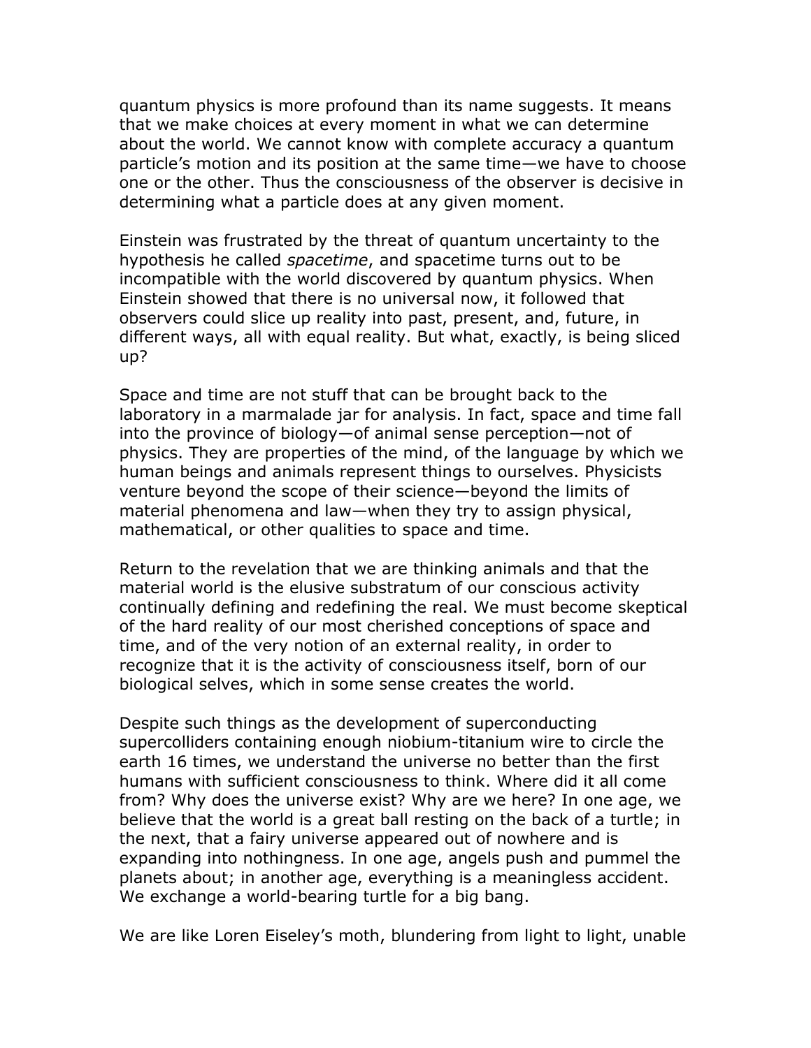quantum physics is more profound than its name suggests. It means that we make choices at every moment in what we can determine about the world. We cannot know with complete accuracy a quantum particle's motion and its position at the same time—we have to choose one or the other. Thus the consciousness of the observer is decisive in determining what a particle does at any given moment.

Einstein was frustrated by the threat of quantum uncertainty to the hypothesis he called *spacetime*, and spacetime turns out to be incompatible with the world discovered by quantum physics. When Einstein showed that there is no universal now, it followed that observers could slice up reality into past, present, and, future, in different ways, all with equal reality. But what, exactly, is being sliced up?

Space and time are not stuff that can be brought back to the laboratory in a marmalade jar for analysis. In fact, space and time fall into the province of biology—of animal sense perception—not of physics. They are properties of the mind, of the language by which we human beings and animals represent things to ourselves. Physicists venture beyond the scope of their science—beyond the limits of material phenomena and law—when they try to assign physical, mathematical, or other qualities to space and time.

Return to the revelation that we are thinking animals and that the material world is the elusive substratum of our conscious activity continually defining and redefining the real. We must become skeptical of the hard reality of our most cherished conceptions of space and time, and of the very notion of an external reality, in order to recognize that it is the activity of consciousness itself, born of our biological selves, which in some sense creates the world.

Despite such things as the development of superconducting supercolliders containing enough niobium-titanium wire to circle the earth 16 times, we understand the universe no better than the first humans with sufficient consciousness to think. Where did it all come from? Why does the universe exist? Why are we here? In one age, we believe that the world is a great ball resting on the back of a turtle; in the next, that a fairy universe appeared out of nowhere and is expanding into nothingness. In one age, angels push and pummel the planets about; in another age, everything is a meaningless accident. We exchange a world-bearing turtle for a big bang.

We are like Loren Eiseley's moth, blundering from light to light, unable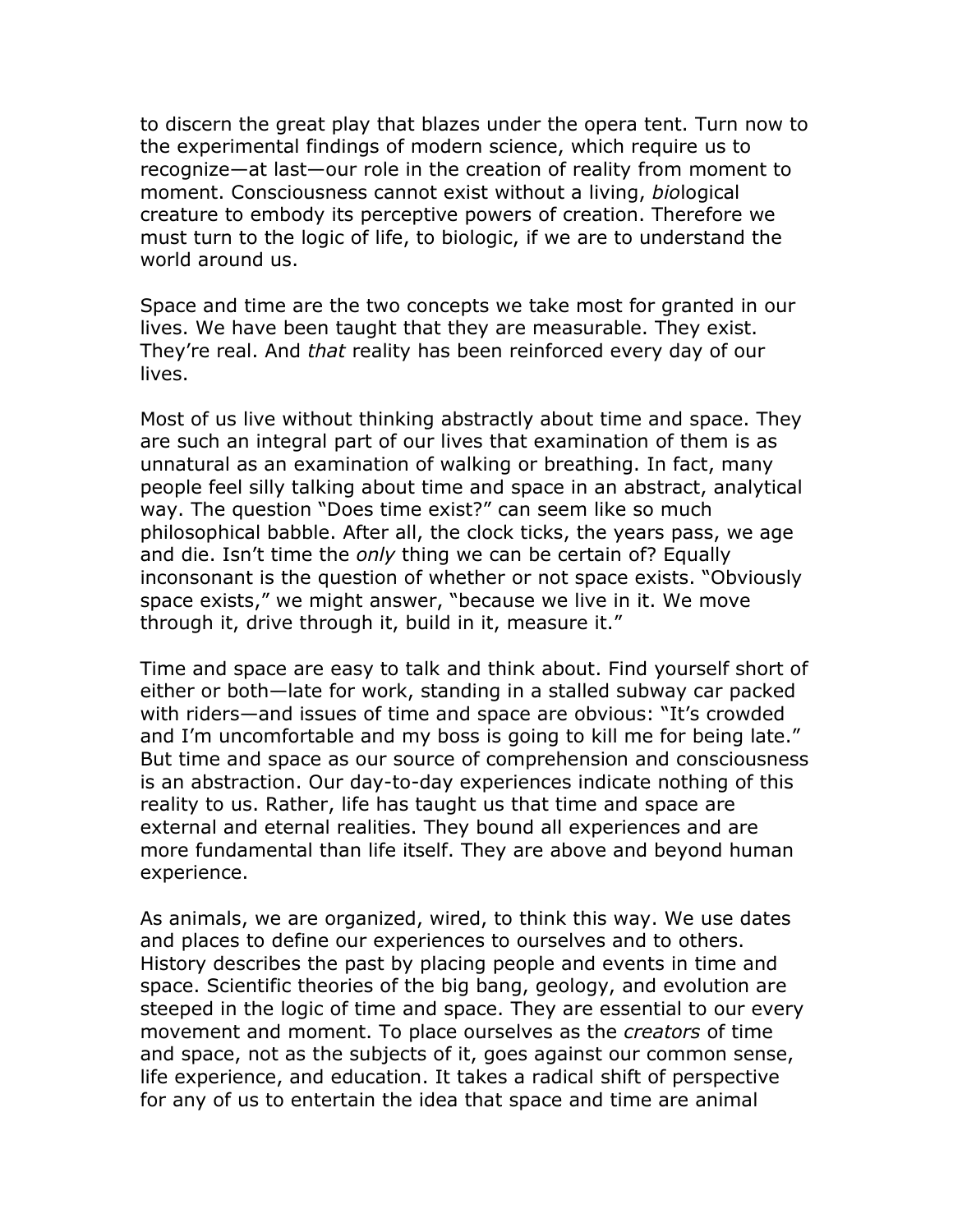to discern the great play that blazes under the opera tent. Turn now to the experimental findings of modern science, which require us to recognize—at last—our role in the creation of reality from moment to moment. Consciousness cannot exist without a living, *bio*logical creature to embody its perceptive powers of creation. Therefore we must turn to the logic of life, to biologic, if we are to understand the world around us.

Space and time are the two concepts we take most for granted in our lives. We have been taught that they are measurable. They exist. They're real. And *that* reality has been reinforced every day of our lives.

Most of us live without thinking abstractly about time and space. They are such an integral part of our lives that examination of them is as unnatural as an examination of walking or breathing. In fact, many people feel silly talking about time and space in an abstract, analytical way. The question "Does time exist?" can seem like so much philosophical babble. After all, the clock ticks, the years pass, we age and die. Isn't time the *only* thing we can be certain of? Equally inconsonant is the question of whether or not space exists. "Obviously space exists," we might answer, "because we live in it. We move through it, drive through it, build in it, measure it."

Time and space are easy to talk and think about. Find yourself short of either or both—late for work, standing in a stalled subway car packed with riders—and issues of time and space are obvious: "It's crowded and I'm uncomfortable and my boss is going to kill me for being late." But time and space as our source of comprehension and consciousness is an abstraction. Our day-to-day experiences indicate nothing of this reality to us. Rather, life has taught us that time and space are external and eternal realities. They bound all experiences and are more fundamental than life itself. They are above and beyond human experience.

As animals, we are organized, wired, to think this way. We use dates and places to define our experiences to ourselves and to others. History describes the past by placing people and events in time and space. Scientific theories of the big bang, geology, and evolution are steeped in the logic of time and space. They are essential to our every movement and moment. To place ourselves as the *creators* of time and space, not as the subjects of it, goes against our common sense, life experience, and education. It takes a radical shift of perspective for any of us to entertain the idea that space and time are animal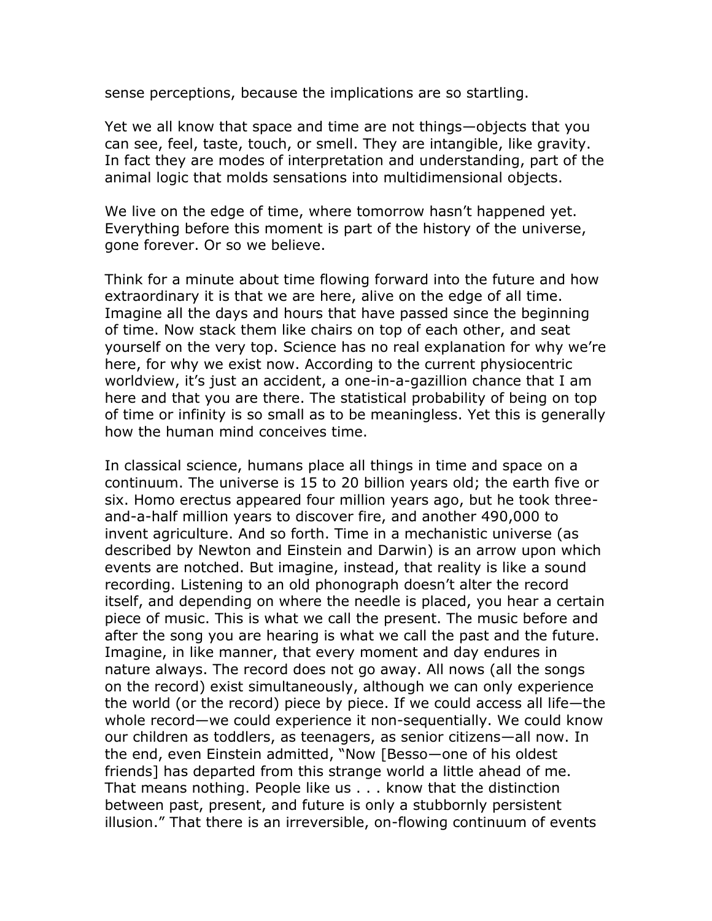sense perceptions, because the implications are so startling.

Yet we all know that space and time are not things—objects that you can see, feel, taste, touch, or smell. They are intangible, like gravity. In fact they are modes of interpretation and understanding, part of the animal logic that molds sensations into multidimensional objects.

We live on the edge of time, where tomorrow hasn't happened yet. Everything before this moment is part of the history of the universe, gone forever. Or so we believe.

Think for a minute about time flowing forward into the future and how extraordinary it is that we are here, alive on the edge of all time. Imagine all the days and hours that have passed since the beginning of time. Now stack them like chairs on top of each other, and seat yourself on the very top. Science has no real explanation for why we're here, for why we exist now. According to the current physiocentric worldview, it's just an accident, a one-in-a-gazillion chance that I am here and that you are there. The statistical probability of being on top of time or infinity is so small as to be meaningless. Yet this is generally how the human mind conceives time.

In classical science, humans place all things in time and space on a continuum. The universe is 15 to 20 billion years old; the earth five or six. Homo erectus appeared four million years ago, but he took three-and-a-half million years to discover fire, and another 490,000 to invent agriculture. And so forth. Time in a mechanistic universe (as described by Newton and Einstein and Darwin) is an arrow upon which events are notched. But imagine, instead, that reality is like a sound recording. Listening to an old phonograph doesn't alter the record itself, and depending on where the needle is placed, you hear a certain piece of music. This is what we call the present. The music before and after the song you are hearing is what we call the past and the future. Imagine, in like manner, that every moment and day endures in nature always. The record does not go away. All nows (all the songs on the record) exist simultaneously, although we can only experience the world (or the record) piece by piece. If we could access all life—the whole record—we could experience it non-sequentially. We could know our children as toddlers, as teenagers, as senior citizens—all now. In the end, even Einstein admitted, "Now [Besso—one of his oldest friends] has departed from this strange world a little ahead of me. That means nothing. People like us . . . know that the distinction between past, present, and future is only a stubbornly persistent illusion." That there is an irreversible, on-flowing continuum of events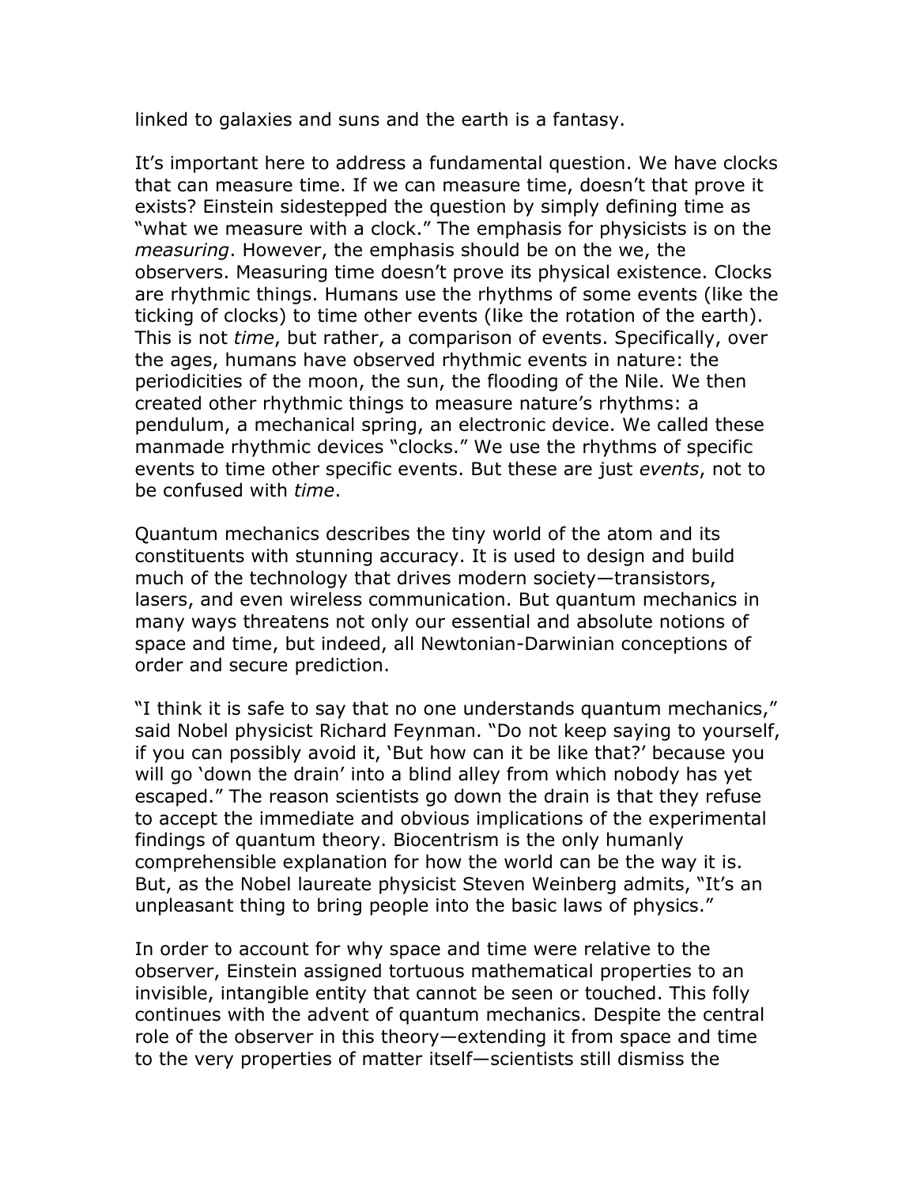linked to galaxies and suns and the earth is a fantasy.

It's important here to address a fundamental question. We have clocks that can measure time. If we can measure time, doesn't that prove it exists? Einstein sidestepped the question by simply defining time as "what we measure with a clock." The emphasis for physicists is on the *measuring*. However, the emphasis should be on the we, the observers. Measuring time doesn't prove its physical existence. Clocks are rhythmic things. Humans use the rhythms of some events (like the ticking of clocks) to time other events (like the rotation of the earth). This is not *time*, but rather, a comparison of events. Specifically, over the ages, humans have observed rhythmic events in nature: the periodicities of the moon, the sun, the flooding of the Nile. We then created other rhythmic things to measure nature's rhythms: a pendulum, a mechanical spring, an electronic device. We called these manmade rhythmic devices "clocks." We use the rhythms of specific events to time other specific events. But these are just *events*, not to be confused with *time*.

Quantum mechanics describes the tiny world of the atom and its constituents with stunning accuracy. It is used to design and build much of the technology that drives modern society—transistors, lasers, and even wireless communication. But quantum mechanics in many ways threatens not only our essential and absolute notions of space and time, but indeed, all Newtonian-Darwinian conceptions of order and secure prediction.

"I think it is safe to say that no one understands quantum mechanics," said Nobel physicist Richard Feynman. "Do not keep saying to yourself, if you can possibly avoid it, 'But how can it be like that?' because you will go 'down the drain' into a blind alley from which nobody has yet escaped." The reason scientists go down the drain is that they refuse to accept the immediate and obvious implications of the experimental findings of quantum theory. Biocentrism is the only humanly comprehensible explanation for how the world can be the way it is. But, as the Nobel laureate physicist Steven Weinberg admits, "It's an unpleasant thing to bring people into the basic laws of physics."

In order to account for why space and time were relative to the observer, Einstein assigned tortuous mathematical properties to an invisible, intangible entity that cannot be seen or touched. This folly continues with the advent of quantum mechanics. Despite the central role of the observer in this theory—extending it from space and time to the very properties of matter itself—scientists still dismiss the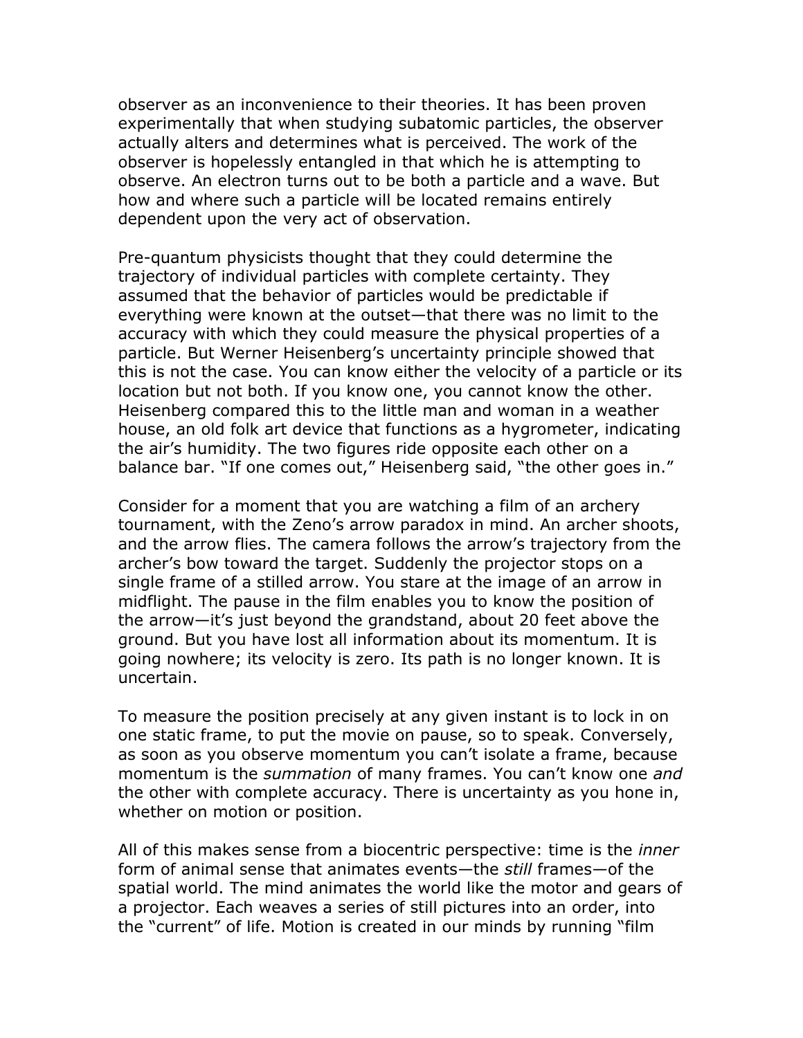observer as an inconvenience to their theories. It has been proven experimentally that when studying subatomic particles, the observer actually alters and determines what is perceived. The work of the observer is hopelessly entangled in that which he is attempting to observe. An electron turns out to be both a particle and a wave. But how and where such a particle will be located remains entirely dependent upon the very act of observation.

Pre-quantum physicists thought that they could determine the trajectory of individual particles with complete certainty. They assumed that the behavior of particles would be predictable if everything were known at the outset—that there was no limit to the accuracy with which they could measure the physical properties of a particle. But Werner Heisenberg's uncertainty principle showed that this is not the case. You can know either the velocity of a particle or its location but not both. If you know one, you cannot know the other. Heisenberg compared this to the little man and woman in a weather house, an old folk art device that functions as a hygrometer, indicating the air's humidity. The two figures ride opposite each other on a balance bar. "If one comes out," Heisenberg said, "the other goes in."

Consider for a moment that you are watching a film of an archery tournament, with the Zeno's arrow paradox in mind. An archer shoots, and the arrow flies. The camera follows the arrow's trajectory from the archer's bow toward the target. Suddenly the projector stops on a single frame of a stilled arrow. You stare at the image of an arrow in midflight. The pause in the film enables you to know the position of the arrow—it's just beyond the grandstand, about 20 feet above the ground. But you have lost all information about its momentum. It is going nowhere; its velocity is zero. Its path is no longer known. It is uncertain.

To measure the position precisely at any given instant is to lock in on one static frame, to put the movie on pause, so to speak. Conversely, as soon as you observe momentum you can't isolate a frame, because momentum is the *summation* of many frames. You can't know one *and* the other with complete accuracy. There is uncertainty as you hone in, whether on motion or position.

All of this makes sense from a biocentric perspective: time is the *inner* form of animal sense that animates events—the *still* frames—of the spatial world. The mind animates the world like the motor and gears of a projector. Each weaves a series of still pictures into an order, into the "current" of life. Motion is created in our minds by running "film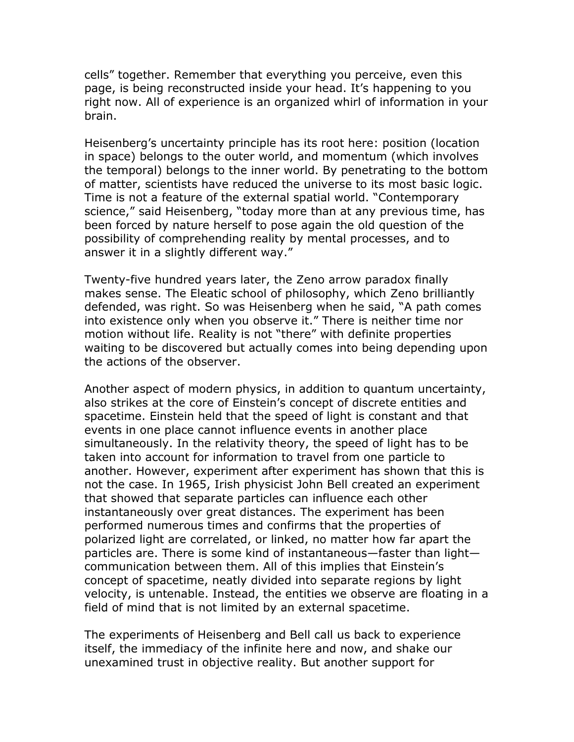cells" together. Remember that everything you perceive, even this page, is being reconstructed inside your head. It's happening to you right now. All of experience is an organized whirl of information in your brain.

Heisenberg's uncertainty principle has its root here: position (location in space) belongs to the outer world, and momentum (which involves the temporal) belongs to the inner world. By penetrating to the bottom of matter, scientists have reduced the universe to its most basic logic. Time is not a feature of the external spatial world. "Contemporary science," said Heisenberg, "today more than at any previous time, has been forced by nature herself to pose again the old question of the possibility of comprehending reality by mental processes, and to answer it in a slightly different way."

Twenty-five hundred years later, the Zeno arrow paradox finally makes sense. The Eleatic school of philosophy, which Zeno brilliantly defended, was right. So was Heisenberg when he said, "A path comes into existence only when you observe it." There is neither time nor motion without life. Reality is not "there" with definite properties waiting to be discovered but actually comes into being depending upon the actions of the observer.

Another aspect of modern physics, in addition to quantum uncertainty, also strikes at the core of Einstein's concept of discrete entities and spacetime. Einstein held that the speed of light is constant and that events in one place cannot influence events in another place simultaneously. In the relativity theory, the speed of light has to be taken into account for information to travel from one particle to another. However, experiment after experiment has shown that this is not the case. In 1965, Irish physicist John Bell created an experiment that showed that separate particles can influence each other instantaneously over great distances. The experiment has been performed numerous times and confirms that the properties of polarized light are correlated, or linked, no matter how far apart the particles are. There is some kind of instantaneous—faster than light—communication between them. All of this implies that Einstein's concept of spacetime, neatly divided into separate regions by light velocity, is untenable. Instead, the entities we observe are floating in a field of mind that is not limited by an external spacetime.

The experiments of Heisenberg and Bell call us back to experience itself, the immediacy of the infinite here and now, and shake our unexamined trust in objective reality. But another support for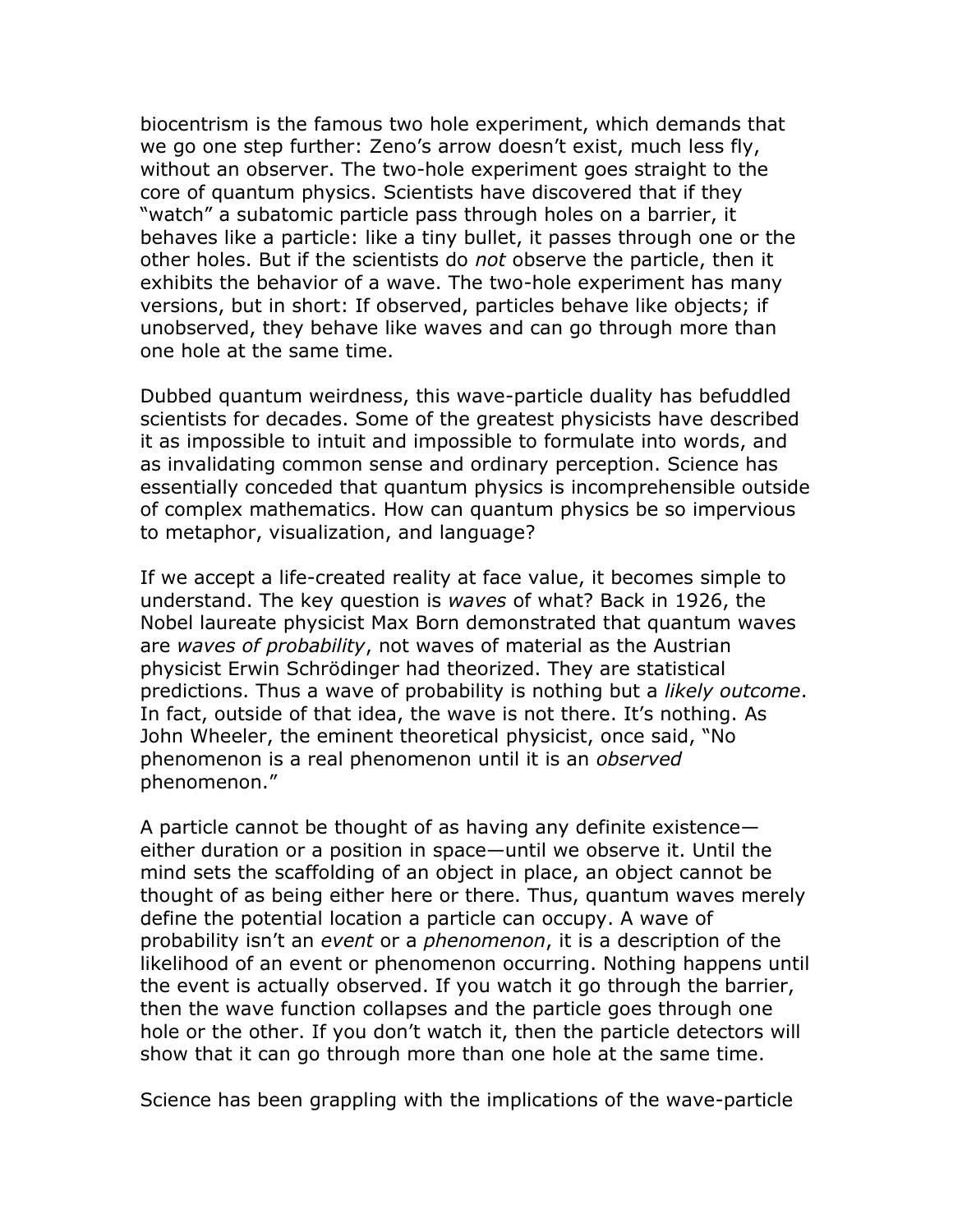biocentrism is the famous two hole experiment, which demands that we go one step further: Zeno's arrow doesn't exist, much less fly, without an observer. The two-hole experiment goes straight to the core of quantum physics. Scientists have discovered that if they "watch" a subatomic particle pass through holes on a barrier, it behaves like a particle: like a tiny bullet, it passes through one or the other holes. But if the scientists do *not* observe the particle, then it exhibits the behavior of a wave. The two-hole experiment has many versions, but in short: If observed, particles behave like objects; if unobserved, they behave like waves and can go through more than one hole at the same time.

Dubbed quantum weirdness, this wave-particle duality has befuddled scientists for decades. Some of the greatest physicists have described it as impossible to intuit and impossible to formulate into words, and as invalidating common sense and ordinary perception. Science has essentially conceded that quantum physics is incomprehensible outside of complex mathematics. How can quantum physics be so impervious to metaphor, visualization, and language?

If we accept a life-created reality at face value, it becomes simple to understand. The key question is *waves* of what? Back in 1926, the Nobel laureate physicist Max Born demonstrated that quantum waves are *waves of probability*, not waves of material as the Austrian physicist Erwin Schrödinger had theorized. They are statistical predictions. Thus a wave of probability is nothing but a *likely outcome*. In fact, outside of that idea, the wave is not there. It's nothing. As John Wheeler, the eminent theoretical physicist, once said, "No phenomenon is a real phenomenon until it is an *observed* phenomenon."

A particle cannot be thought of as having any definite existence—either duration or a position in space—until we observe it. Until the mind sets the scaffolding of an object in place, an object cannot be thought of as being either here or there. Thus, quantum waves merely define the potential location a particle can occupy. A wave of probability isn't an *event* or a *phenomenon*, it is a description of the likelihood of an event or phenomenon occurring. Nothing happens until the event is actually observed. If you watch it go through the barrier, then the wave function collapses and the particle goes through one hole or the other. If you don't watch it, then the particle detectors will show that it can go through more than one hole at the same time.

Science has been grappling with the implications of the wave-particle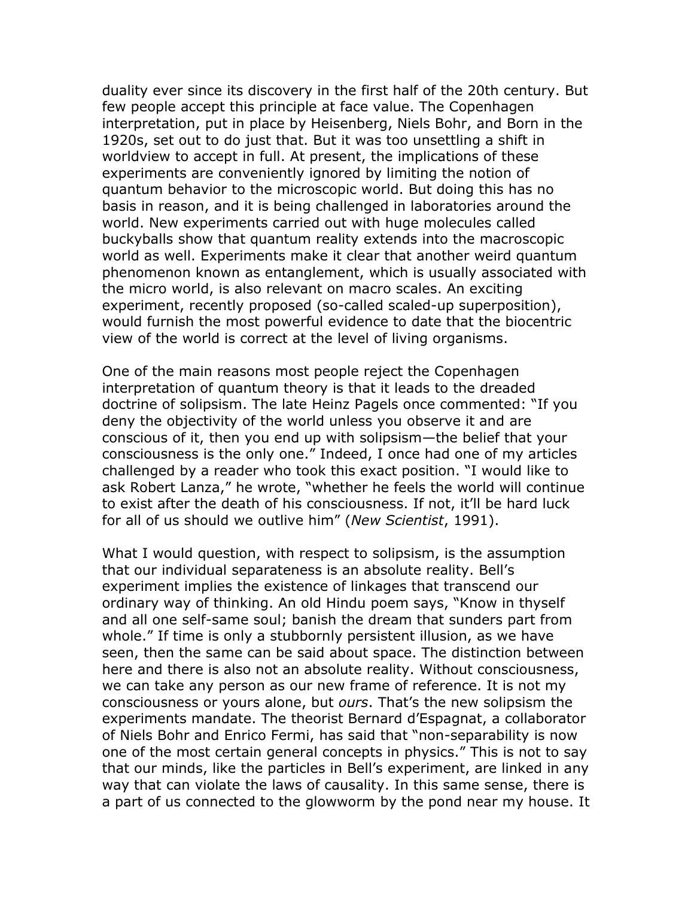duality ever since its discovery in the first half of the 20th century. But few people accept this principle at face value. The Copenhagen interpretation, put in place by Heisenberg, Niels Bohr, and Born in the 1920s, set out to do just that. But it was too unsettling a shift in worldview to accept in full. At present, the implications of these experiments are conveniently ignored by limiting the notion of quantum behavior to the microscopic world. But doing this has no basis in reason, and it is being challenged in laboratories around the world. New experiments carried out with huge molecules called buckyballs show that quantum reality extends into the macroscopic world as well. Experiments make it clear that another weird quantum phenomenon known as entanglement, which is usually associated with the micro world, is also relevant on macro scales. An exciting experiment, recently proposed (so-called scaled-up superposition), would furnish the most powerful evidence to date that the biocentric view of the world is correct at the level of living organisms.

One of the main reasons most people reject the Copenhagen interpretation of quantum theory is that it leads to the dreaded doctrine of solipsism. The late Heinz Pagels once commented: "If you deny the objectivity of the world unless you observe it and are conscious of it, then you end up with solipsism—the belief that your consciousness is the only one." Indeed, I once had one of my articles challenged by a reader who took this exact position. "I would like to ask Robert Lanza," he wrote, "whether he feels the world will continue to exist after the death of his consciousness. If not, it'll be hard luck for all of us should we outlive him" (*New Scientist*, 1991).

What I would question, with respect to solipsism, is the assumption that our individual separateness is an absolute reality. Bell's experiment implies the existence of linkages that transcend our ordinary way of thinking. An old Hindu poem says, "Know in thyself and all one self-same soul; banish the dream that sunders part from whole." If time is only a stubbornly persistent illusion, as we have seen, then the same can be said about space. The distinction between here and there is also not an absolute reality. Without consciousness, we can take any person as our new frame of reference. It is not my consciousness or yours alone, but *ours*. That's the new solipsism the experiments mandate. The theorist Bernard d'Espagnat, a collaborator of Niels Bohr and Enrico Fermi, has said that "non-separability is now one of the most certain general concepts in physics." This is not to say that our minds, like the particles in Bell's experiment, are linked in any way that can violate the laws of causality. In this same sense, there is a part of us connected to the glowworm by the pond near my house. It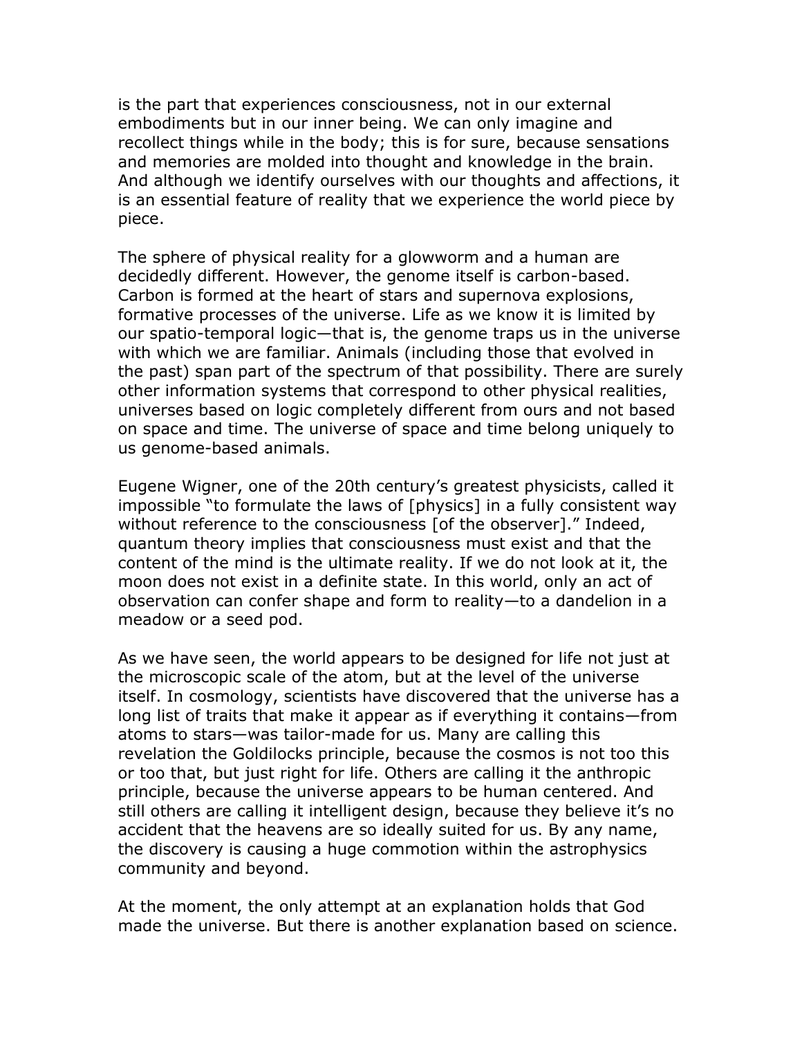is the part that experiences consciousness, not in our external embodiments but in our inner being. We can only imagine and recollect things while in the body; this is for sure, because sensations and memories are molded into thought and knowledge in the brain. And although we identify ourselves with our thoughts and affections, it is an essential feature of reality that we experience the world piece by piece.

The sphere of physical reality for a glowworm and a human are decidedly different. However, the genome itself is carbon-based. Carbon is formed at the heart of stars and supernova explosions, formative processes of the universe. Life as we know it is limited by our spatio-temporal logic—that is, the genome traps us in the universe with which we are familiar. Animals (including those that evolved in the past) span part of the spectrum of that possibility. There are surely other information systems that correspond to other physical realities, universes based on logic completely different from ours and not based on space and time. The universe of space and time belong uniquely to us genome-based animals.

Eugene Wigner, one of the 20th century's greatest physicists, called it impossible "to formulate the laws of [physics] in a fully consistent way without reference to the consciousness [of the observer]." Indeed, quantum theory implies that consciousness must exist and that the content of the mind is the ultimate reality. If we do not look at it, the moon does not exist in a definite state. In this world, only an act of observation can confer shape and form to reality—to a dandelion in a meadow or a seed pod.

As we have seen, the world appears to be designed for life not just at the microscopic scale of the atom, but at the level of the universe itself. In cosmology, scientists have discovered that the universe has a long list of traits that make it appear as if everything it contains—from atoms to stars—was tailor-made for us. Many are calling this revelation the Goldilocks principle, because the cosmos is not too this or too that, but just right for life. Others are calling it the anthropic principle, because the universe appears to be human centered. And still others are calling it intelligent design, because they believe it's no accident that the heavens are so ideally suited for us. By any name, the discovery is causing a huge commotion within the astrophysics community and beyond.

At the moment, the only attempt at an explanation holds that God made the universe. But there is another explanation based on science.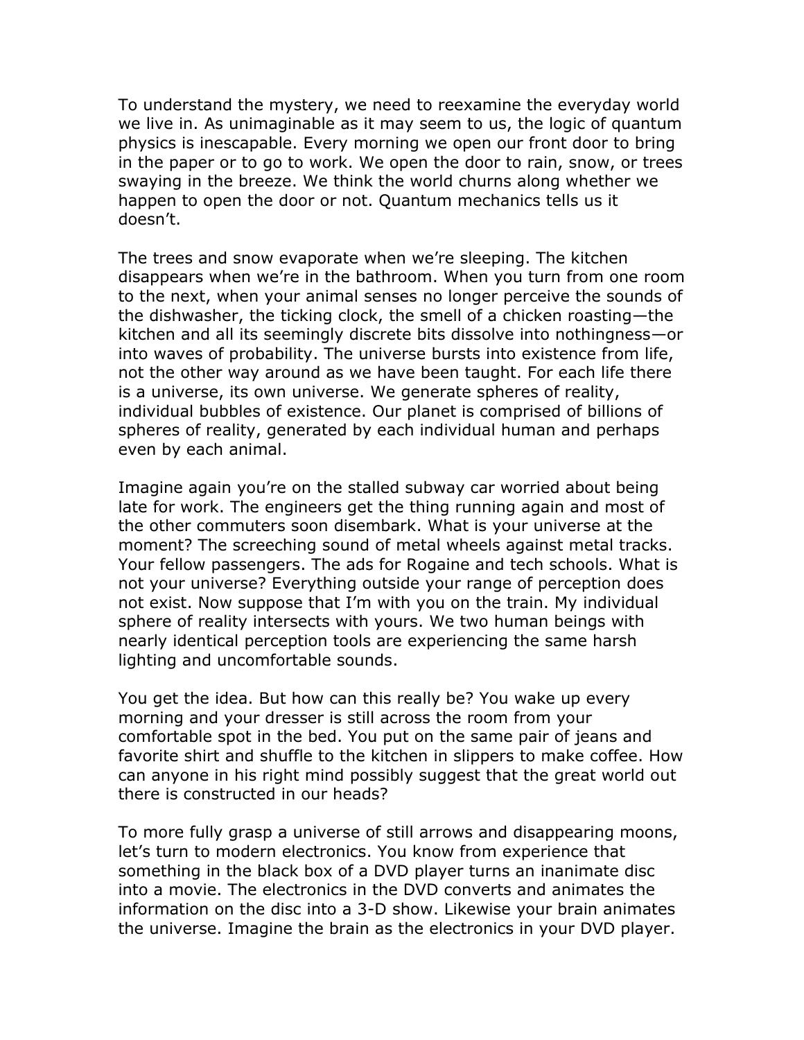To understand the mystery, we need to reexamine the everyday world we live in. As unimaginable as it may seem to us, the logic of quantum physics is inescapable. Every morning we open our front door to bring in the paper or to go to work. We open the door to rain, snow, or trees swaying in the breeze. We think the world churns along whether we happen to open the door or not. Quantum mechanics tells us it doesn't.

The trees and snow evaporate when we're sleeping. The kitchen disappears when we're in the bathroom. When you turn from one room to the next, when your animal senses no longer perceive the sounds of the dishwasher, the ticking clock, the smell of a chicken roasting—the kitchen and all its seemingly discrete bits dissolve into nothingness—or into waves of probability. The universe bursts into existence from life, not the other way around as we have been taught. For each life there is a universe, its own universe. We generate spheres of reality, individual bubbles of existence. Our planet is comprised of billions of spheres of reality, generated by each individual human and perhaps even by each animal.

Imagine again you're on the stalled subway car worried about being late for work. The engineers get the thing running again and most of the other commuters soon disembark. What is your universe at the moment? The screeching sound of metal wheels against metal tracks. Your fellow passengers. The ads for Rogaine and tech schools. What is not your universe? Everything outside your range of perception does not exist. Now suppose that I'm with you on the train. My individual sphere of reality intersects with yours. We two human beings with nearly identical perception tools are experiencing the same harsh lighting and uncomfortable sounds.

You get the idea. But how can this really be? You wake up every morning and your dresser is still across the room from your comfortable spot in the bed. You put on the same pair of jeans and favorite shirt and shuffle to the kitchen in slippers to make coffee. How can anyone in his right mind possibly suggest that the great world out there is constructed in our heads?

To more fully grasp a universe of still arrows and disappearing moons, let's turn to modern electronics. You know from experience that something in the black box of a DVD player turns an inanimate disc into a movie. The electronics in the DVD converts and animates the information on the disc into a 3-D show. Likewise your brain animates the universe. Imagine the brain as the electronics in your DVD player.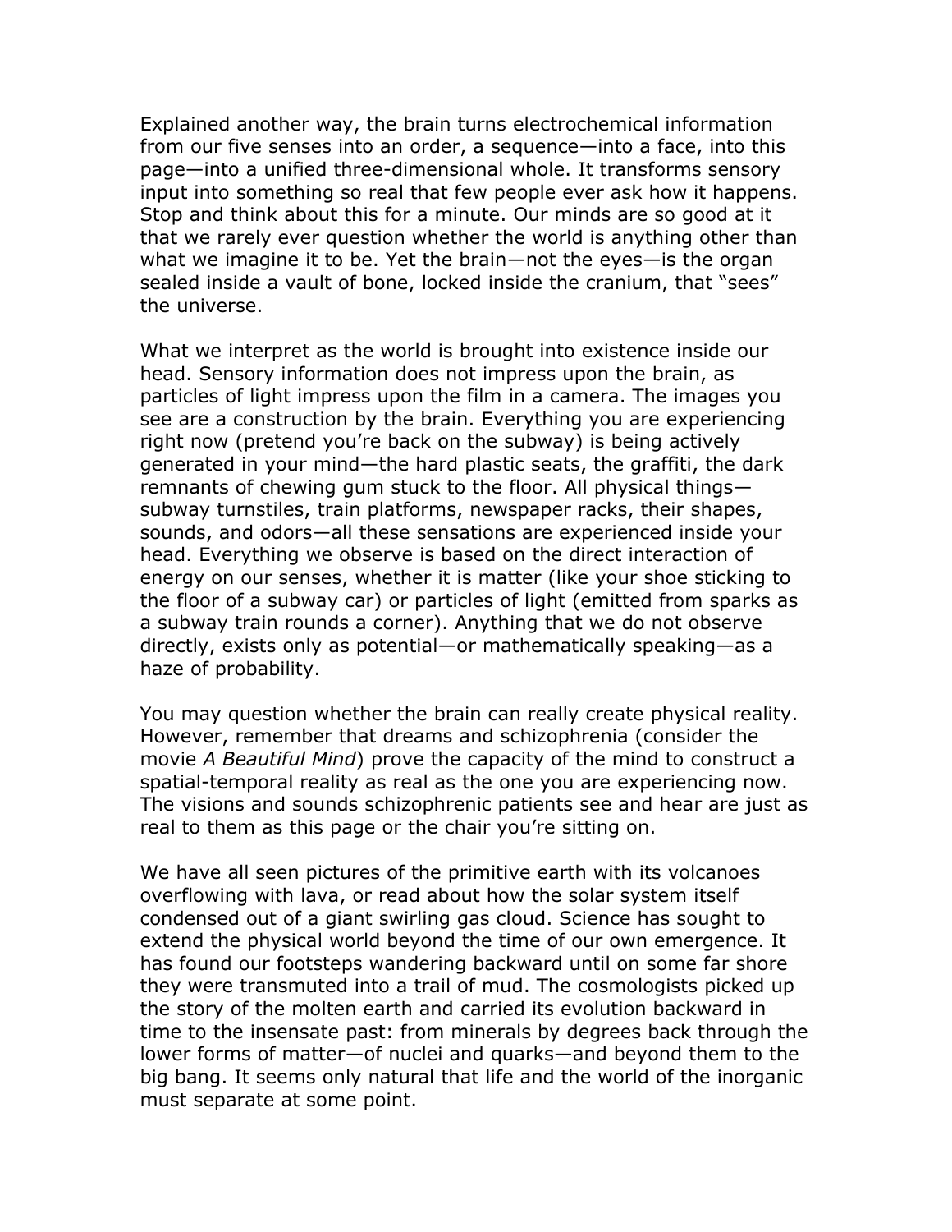Explained another way, the brain turns electrochemical information from our five senses into an order, a sequence—into a face, into this page—into a unified three-dimensional whole. It transforms sensory input into something so real that few people ever ask how it happens. Stop and think about this for a minute. Our minds are so good at it that we rarely ever question whether the world is anything other than what we imagine it to be. Yet the brain—not the eyes—is the organ sealed inside a vault of bone, locked inside the cranium, that "sees" the universe.

What we interpret as the world is brought into existence inside our head. Sensory information does not impress upon the brain, as particles of light impress upon the film in a camera. The images you see are a construction by the brain. Everything you are experiencing right now (pretend you're back on the subway) is being actively generated in your mind—the hard plastic seats, the graffiti, the dark remnants of chewing gum stuck to the floor. All physical things—subway turnstiles, train platforms, newspaper racks, their shapes, sounds, and odors—all these sensations are experienced inside your head. Everything we observe is based on the direct interaction of energy on our senses, whether it is matter (like your shoe sticking to the floor of a subway car) or particles of light (emitted from sparks as a subway train rounds a corner). Anything that we do not observe directly, exists only as potential—or mathematically speaking—as a haze of probability.

You may question whether the brain can really create physical reality. However, remember that dreams and schizophrenia (consider the movie *A Beautiful Mind*) prove the capacity of the mind to construct a spatial-temporal reality as real as the one you are experiencing now. The visions and sounds schizophrenic patients see and hear are just as real to them as this page or the chair you're sitting on.

We have all seen pictures of the primitive earth with its volcanoes overflowing with lava, or read about how the solar system itself condensed out of a giant swirling gas cloud. Science has sought to extend the physical world beyond the time of our own emergence. It has found our footsteps wandering backward until on some far shore they were transmuted into a trail of mud. The cosmologists picked up the story of the molten earth and carried its evolution backward in time to the insensate past: from minerals by degrees back through the lower forms of matter—of nuclei and quarks—and beyond them to the big bang. It seems only natural that life and the world of the inorganic must separate at some point.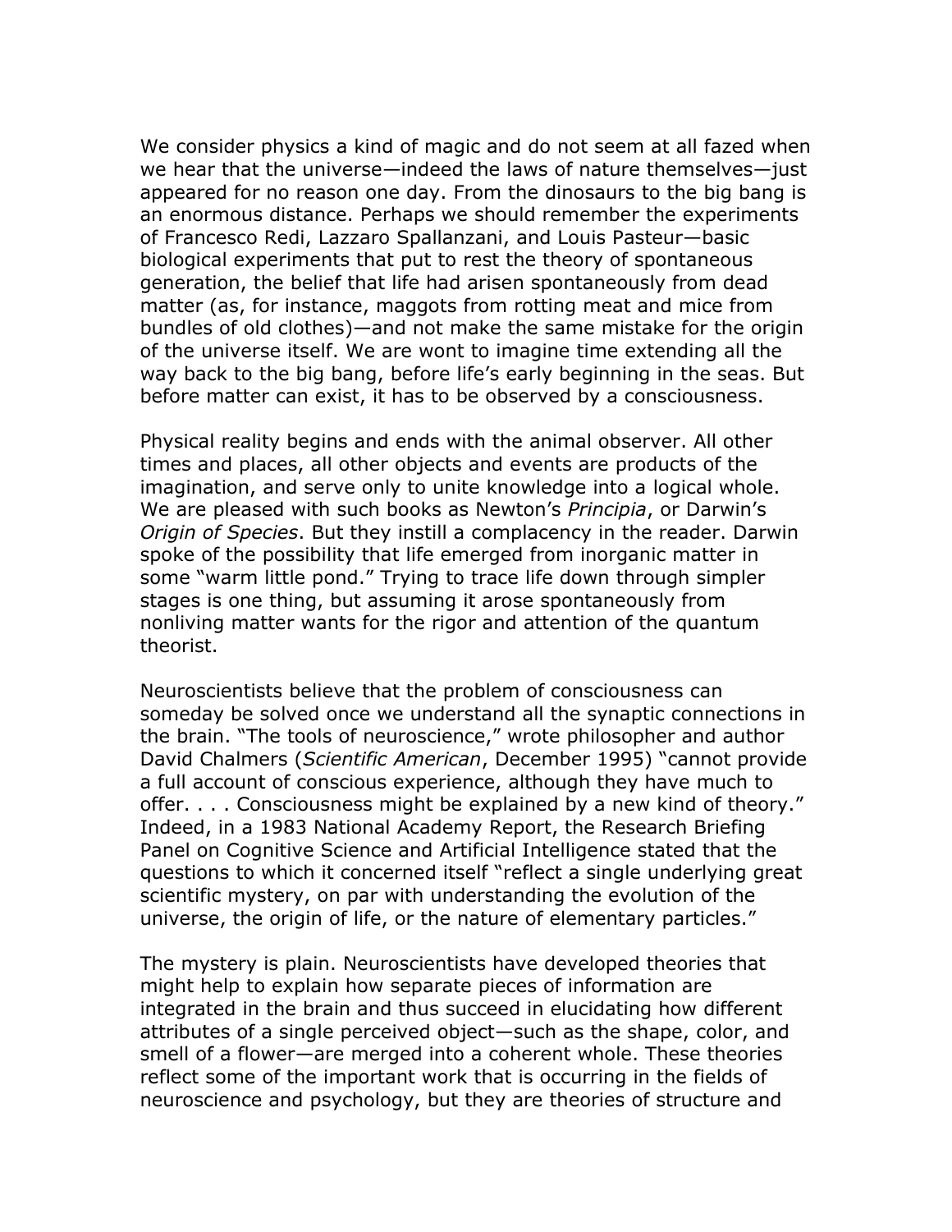We consider physics a kind of magic and do not seem at all fazed when we hear that the universe—indeed the laws of nature themselves—just appeared for no reason one day. From the dinosaurs to the big bang is an enormous distance. Perhaps we should remember the experiments of Francesco Redi, Lazzaro Spallanzani, and Louis Pasteur—basic biological experiments that put to rest the theory of spontaneous generation, the belief that life had arisen spontaneously from dead matter (as, for instance, maggots from rotting meat and mice from bundles of old clothes)—and not make the same mistake for the origin of the universe itself. We are wont to imagine time extending all the way back to the big bang, before life's early beginning in the seas. But before matter can exist, it has to be observed by a consciousness.

Physical reality begins and ends with the animal observer. All other times and places, all other objects and events are products of the imagination, and serve only to unite knowledge into a logical whole. We are pleased with such books as Newton's *Principia*, or Darwin's *Origin of Species*. But they instill a complacency in the reader. Darwin spoke of the possibility that life emerged from inorganic matter in some "warm little pond." Trying to trace life down through simpler stages is one thing, but assuming it arose spontaneously from nonliving matter wants for the rigor and attention of the quantum theorist.

Neuroscientists believe that the problem of consciousness can someday be solved once we understand all the synaptic connections in the brain. "The tools of neuroscience," wrote philosopher and author David Chalmers (*Scientific American*, December 1995) "cannot provide a full account of conscious experience, although they have much to offer. . . . Consciousness might be explained by a new kind of theory." Indeed, in a 1983 National Academy Report, the Research Briefing Panel on Cognitive Science and Artificial Intelligence stated that the questions to which it concerned itself "reflect a single underlying great scientific mystery, on par with understanding the evolution of the universe, the origin of life, or the nature of elementary particles."

The mystery is plain. Neuroscientists have developed theories that might help to explain how separate pieces of information are integrated in the brain and thus succeed in elucidating how different attributes of a single perceived object—such as the shape, color, and smell of a flower—are merged into a coherent whole. These theories reflect some of the important work that is occurring in the fields of neuroscience and psychology, but they are theories of structure and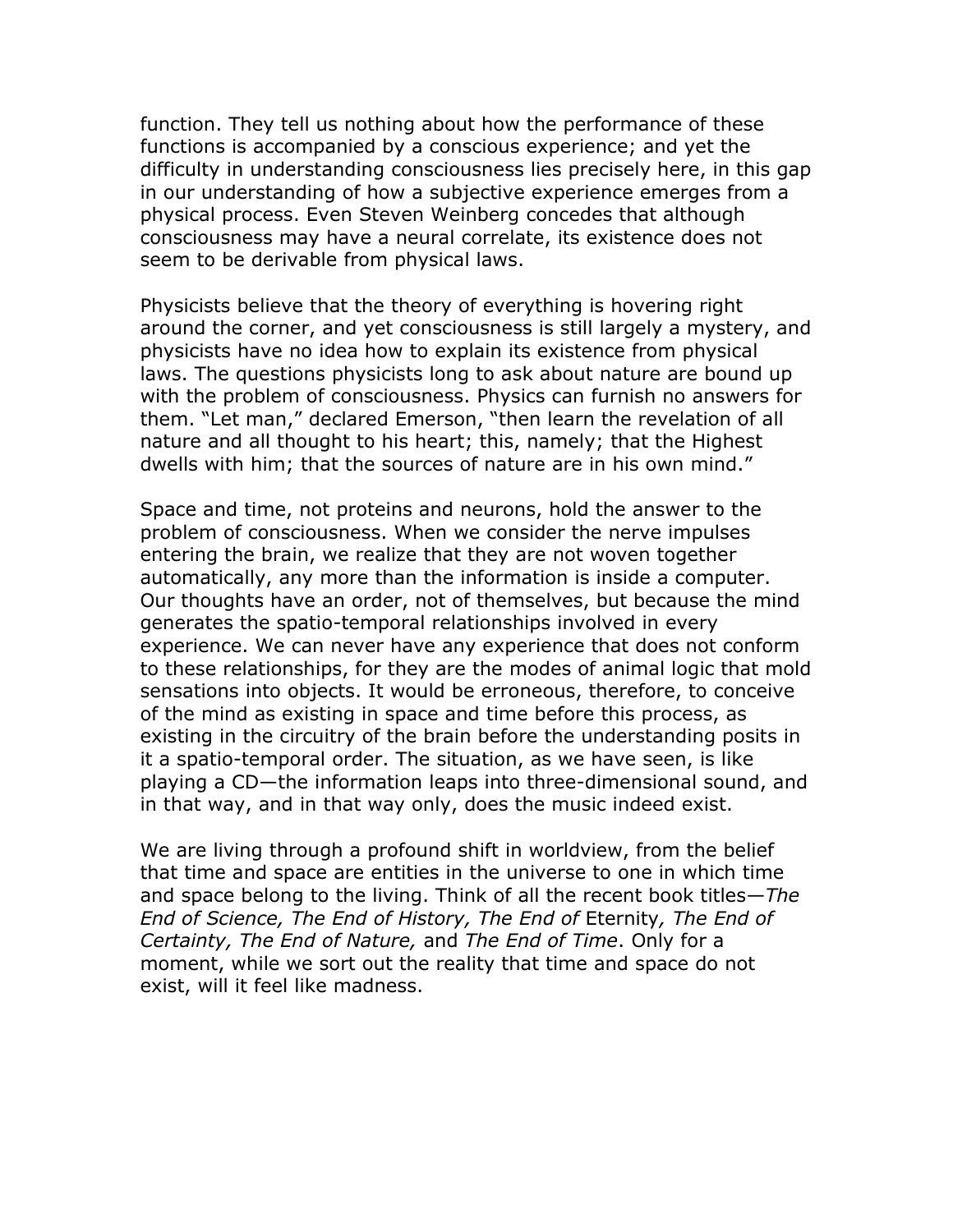function. They tell us nothing about how the performance of these functions is accompanied by a conscious experience; and yet the difficulty in understanding consciousness lies precisely here, in this gap in our understanding of how a subjective experience emerges from a physical process. Even Steven Weinberg concedes that although consciousness may have a neural correlate, its existence does not seem to be derivable from physical laws.

Physicists believe that the theory of everything is hovering right around the corner, and yet consciousness is still largely a mystery, and physicists have no idea how to explain its existence from physical laws. The questions physicists long to ask about nature are bound up with the problem of consciousness. Physics can furnish no answers for them. "Let man," declared Emerson, "then learn the revelation of all nature and all thought to his heart; this, namely; that the Highest dwells with him; that the sources of nature are in his own mind."

Space and time, not proteins and neurons, hold the answer to the problem of consciousness. When we consider the nerve impulses entering the brain, we realize that they are not woven together automatically, any more than the information is inside a computer. Our thoughts have an order, not of themselves, but because the mind generates the spatio-temporal relationships involved in every experience. We can never have any experience that does not conform to these relationships, for they are the modes of animal logic that mold sensations into objects. It would be erroneous, therefore, to conceive of the mind as existing in space and time before this process, as existing in the circuitry of the brain before the understanding posits in it a spatio-temporal order. The situation, as we have seen, is like playing a CD—the information leaps into three-dimensional sound, and in that way, and in that way only, does the music indeed exist.

We are living through a profound shift in worldview, from the belief that time and space are entities in the universe to one in which time and space belong to the living. Think of all the recent book titles—*The End of Science, The End of History, The End of* Eternity*, The End of Certainty, The End of Nature,* and *The End of Time*. Only for a moment, while we sort out the reality that time and space do not exist, will it feel like madness.